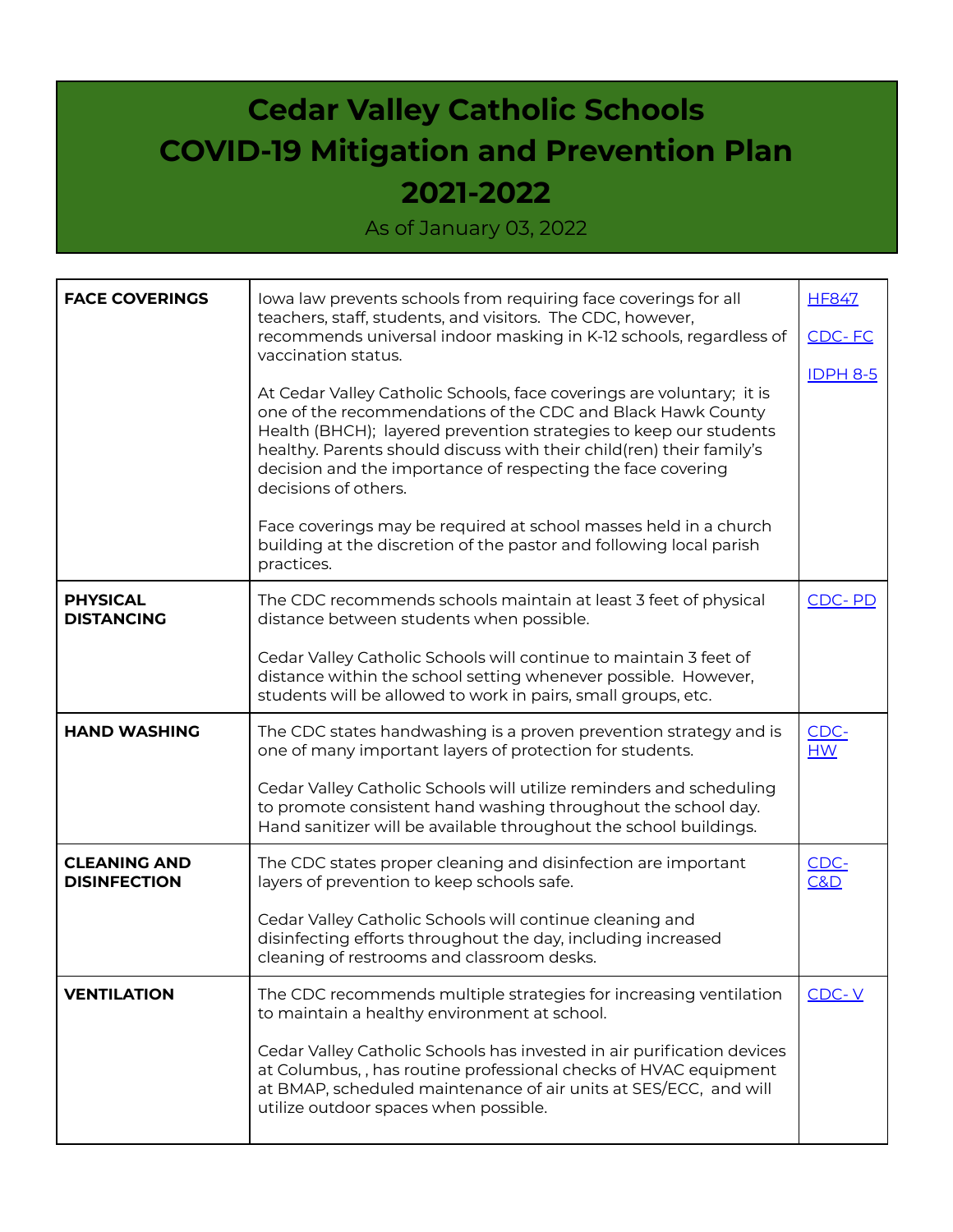# Cedar Valley Catholic Schools
# COVID-19 Mitigation and Prevention Plan
# 2021-2022

As of January 03, 2022

| | | |
|---|---|---|
| **FACE COVERINGS** | Iowa law prevents schools from requiring face coverings for all teachers, staff, students, and visitors. The CDC, however, recommends universal indoor masking in K-12 schools, regardless of vaccination status.<br><br>At Cedar Valley Catholic Schools, face coverings are voluntary; it is one of the recommendations of the CDC and Black Hawk County Health (BHCH); layered prevention strategies to keep our students healthy. Parents should discuss with their child(ren) their family's decision and the importance of respecting the face covering decisions of others.<br><br>Face coverings may be required at school masses held in a church building at the discretion of the pastor and following local parish practices. | HF847<br><br>CDC- FC<br><br>IDPH 8-5 |
| **PHYSICAL DISTANCING** | The CDC recommends schools maintain at least 3 feet of physical distance between students when possible.<br><br>Cedar Valley Catholic Schools will continue to maintain 3 feet of distance within the school setting whenever possible. However, students will be allowed to work in pairs, small groups, etc. | CDC- PD |
| **HAND WASHING** | The CDC states handwashing is a proven prevention strategy and is one of many important layers of protection for students.<br><br>Cedar Valley Catholic Schools will utilize reminders and scheduling to promote consistent hand washing throughout the school day. Hand sanitizer will be available throughout the school buildings. | CDC- HW |
| **CLEANING AND DISINFECTION** | The CDC states proper cleaning and disinfection are important layers of prevention to keep schools safe.<br><br>Cedar Valley Catholic Schools will continue cleaning and disinfecting efforts throughout the day, including increased cleaning of restrooms and classroom desks. | CDC- C&D |
| **VENTILATION** | The CDC recommends multiple strategies for increasing ventilation to maintain a healthy environment at school.<br><br>Cedar Valley Catholic Schools has invested in air purification devices at Columbus, , has routine professional checks of HVAC equipment at BMAP, scheduled maintenance of air units at SES/ECC, and will utilize outdoor spaces when possible. | CDC- V |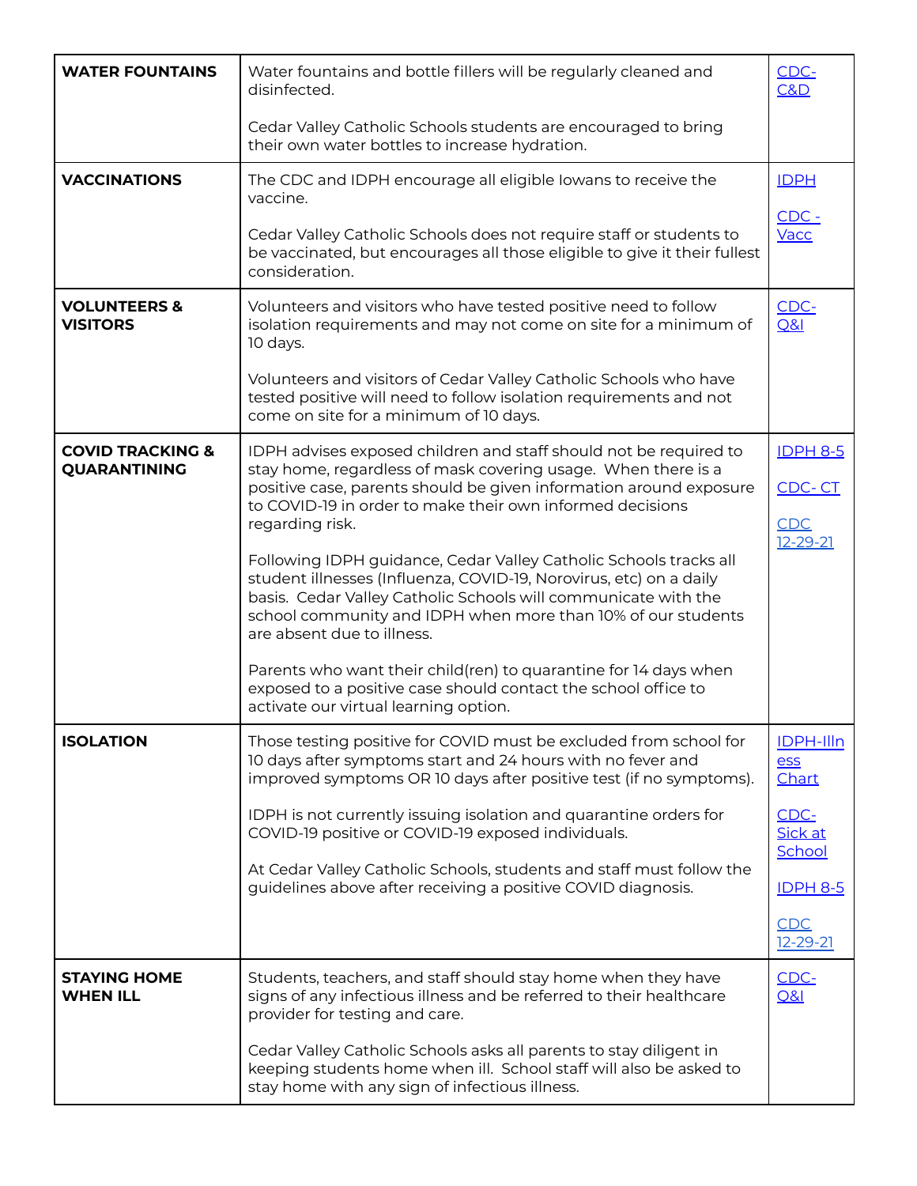| | | |
|---|---|---|
| **WATER FOUNTAINS** | Water fountains and bottle fillers will be regularly cleaned and disinfected.<br><br>Cedar Valley Catholic Schools students are encouraged to bring their own water bottles to increase hydration. | CDC-C&D |
| **VACCINATIONS** | The CDC and IDPH encourage all eligible Iowans to receive the vaccine.<br><br>Cedar Valley Catholic Schools does not require staff or students to be vaccinated, but encourages all those eligible to give it their fullest consideration. | IDPH<br><br>CDC - Vacc |
| **VOLUNTEERS & VISITORS** | Volunteers and visitors who have tested positive need to follow isolation requirements and may not come on site for a minimum of 10 days.<br><br>Volunteers and visitors of Cedar Valley Catholic Schools who have tested positive will need to follow isolation requirements and not come on site for a minimum of 10 days. | CDC-Q&I |
| **COVID TRACKING & QUARANTINING** | IDPH advises exposed children and staff should not be required to stay home, regardless of mask covering usage. When there is a positive case, parents should be given information around exposure to COVID-19 in order to make their own informed decisions regarding risk.<br><br>Following IDPH guidance, Cedar Valley Catholic Schools tracks all student illnesses (Influenza, COVID-19, Norovirus, etc) on a daily basis. Cedar Valley Catholic Schools will communicate with the school community and IDPH when more than 10% of our students are absent due to illness.<br><br>Parents who want their child(ren) to quarantine for 14 days when exposed to a positive case should contact the school office to activate our virtual learning option. | IDPH 8-5<br><br>CDC- CT<br><br>CDC 12-29-21 |
| **ISOLATION** | Those testing positive for COVID must be excluded from school for 10 days after symptoms start and 24 hours with no fever and improved symptoms OR 10 days after positive test (if no symptoms).<br><br>IDPH is not currently issuing isolation and quarantine orders for COVID-19 positive or COVID-19 exposed individuals.<br><br>At Cedar Valley Catholic Schools, students and staff must follow the guidelines above after receiving a positive COVID diagnosis. | IDPH-Illness Chart<br><br>CDC-Sick at School<br><br>IDPH 8-5<br><br>CDC 12-29-21 |
| **STAYING HOME WHEN ILL** | Students, teachers, and staff should stay home when they have signs of any infectious illness and be referred to their healthcare provider for testing and care.<br><br>Cedar Valley Catholic Schools asks all parents to stay diligent in keeping students home when ill. School staff will also be asked to stay home with any sign of infectious illness. | CDC-Q&I |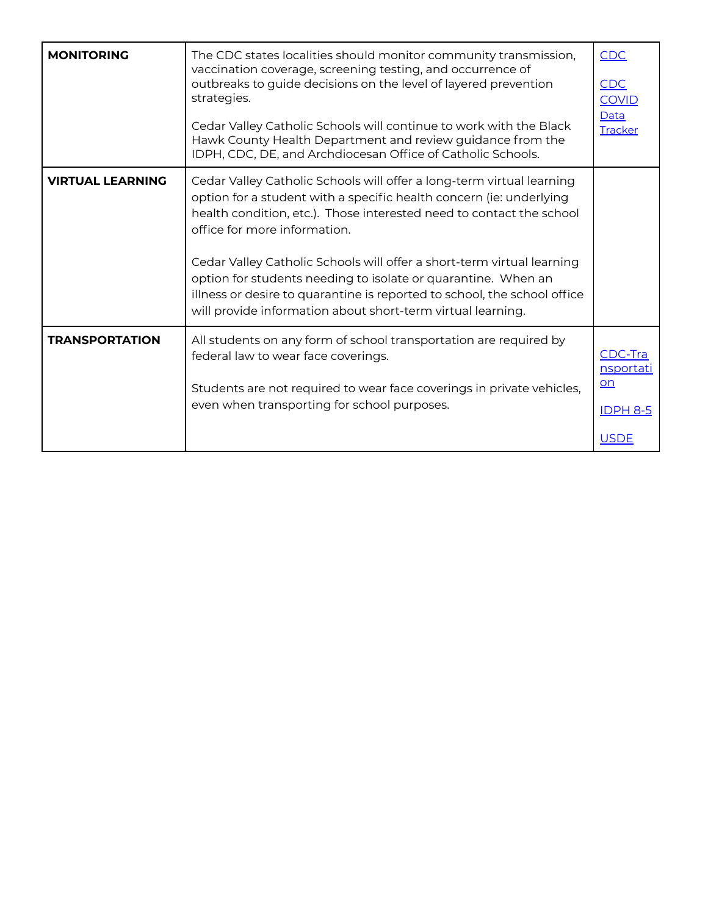| | | |
|---|---|---|
| **MONITORING** | The CDC states localities should monitor community transmission, vaccination coverage, screening testing, and occurrence of outbreaks to guide decisions on the level of layered prevention strategies.<br><br>Cedar Valley Catholic Schools will continue to work with the Black Hawk County Health Department and review guidance from the IDPH, CDC, DE, and Archdiocesan Office of Catholic Schools. | CDC<br><br>CDC COVID Data Tracker |
| **VIRTUAL LEARNING** | Cedar Valley Catholic Schools will offer a long-term virtual learning option for a student with a specific health concern (ie: underlying health condition, etc.). Those interested need to contact the school office for more information.<br><br>Cedar Valley Catholic Schools will offer a short-term virtual learning option for students needing to isolate or quarantine. When an illness or desire to quarantine is reported to school, the school office will provide information about short-term virtual learning. | |
| **TRANSPORTATION** | All students on any form of school transportation are required by federal law to wear face coverings.<br><br>Students are not required to wear face coverings in private vehicles, even when transporting for school purposes. | CDC-Transportation<br><br>IDPH 8-5<br><br>USDE |